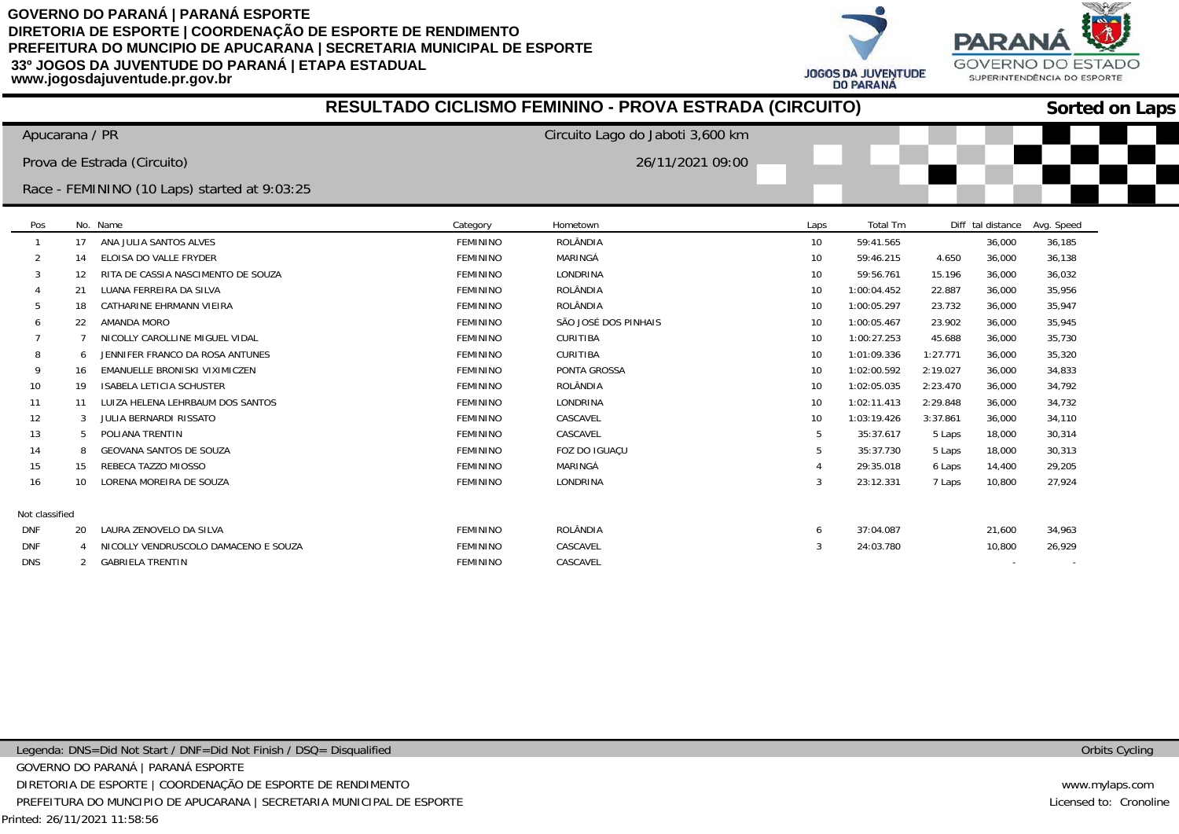**GOVERNO DO PARANÁ | PARANÁ ESPORTE**
**DIRETORIA DE ESPORTE | COORDENAÇÃO DE ESPORTE DE RENDIMENTO**
**PREFEITURA DO MUNCIPIO DE APUCARANA | SECRETARIA MUNICIPAL DE ESPORTE**
**33º JOGOS DA JUVENTUDE DO PARANÁ | ETAPA ESTADUAL**
**www.jogosdajuventude.pr.gov.br**

JOGOS DA JUVENTUDE DO PARANÁ

PARANÁ GOVERNO DO ESTADO SUPERINTENDÊNCIA DO ESPORTE

# RESULTADO CICLISMO FEMININO - PROVA ESTRADA (CIRCUITO)

**Sorted on Laps**

Apucarana / PR — Circuito Lago do Jaboti 3,600 km

Prova de Estrada (Circuito) — 26/11/2021 09:00

Race - FEMININO (10 Laps) started at 9:03:25

| Pos | No. | Name | Category | Hometown | Laps | Total Tm | Diff | tal distance | Avg. Speed |
|---|---|---|---|---|---|---|---|---|---|
| 1 | 17 | ANA JULIA SANTOS ALVES | FEMININO | ROLÂNDIA | 10 | 59:41.565 | | 36,000 | 36,185 |
| 2 | 14 | ELOISA DO VALLE FRYDER | FEMININO | MARINGÁ | 10 | 59:46.215 | 4.650 | 36,000 | 36,138 |
| 3 | 12 | RITA DE CASSIA NASCIMENTO DE SOUZA | FEMININO | LONDRINA | 10 | 59:56.761 | 15.196 | 36,000 | 36,032 |
| 4 | 21 | LUANA FERREIRA DA SILVA | FEMININO | ROLÂNDIA | 10 | 1:00:04.452 | 22.887 | 36,000 | 35,956 |
| 5 | 18 | CATHARINE EHRMANN VIEIRA | FEMININO | ROLÂNDIA | 10 | 1:00:05.297 | 23.732 | 36,000 | 35,947 |
| 6 | 22 | AMANDA MORO | FEMININO | SÃO JOSÉ DOS PINHAIS | 10 | 1:00:05.467 | 23.902 | 36,000 | 35,945 |
| 7 | 7 | NICOLLY CAROLLINE MIGUEL VIDAL | FEMININO | CURITIBA | 10 | 1:00:27.253 | 45.688 | 36,000 | 35,730 |
| 8 | 6 | JENNIFER FRANCO DA ROSA ANTUNES | FEMININO | CURITIBA | 10 | 1:01:09.336 | 1:27.771 | 36,000 | 35,320 |
| 9 | 16 | EMANUELLE BRONISKI VIXIMICZEN | FEMININO | PONTA GROSSA | 10 | 1:02:00.592 | 2:19.027 | 36,000 | 34,833 |
| 10 | 19 | ISABELA LETICIA SCHUSTER | FEMININO | ROLÂNDIA | 10 | 1:02:05.035 | 2:23.470 | 36,000 | 34,792 |
| 11 | 11 | LUIZA HELENA LEHRBAUM DOS SANTOS | FEMININO | LONDRINA | 10 | 1:02:11.413 | 2:29.848 | 36,000 | 34,732 |
| 12 | 3 | JULIA BERNARDI RISSATO | FEMININO | CASCAVEL | 10 | 1:03:19.426 | 3:37.861 | 36,000 | 34,110 |
| 13 | 5 | POLIANA TRENTIN | FEMININO | CASCAVEL | 5 | 35:37.617 | 5 Laps | 18,000 | 30,314 |
| 14 | 8 | GEOVANA SANTOS DE SOUZA | FEMININO | FOZ DO IGUAÇU | 5 | 35:37.730 | 5 Laps | 18,000 | 30,313 |
| 15 | 15 | REBECA TAZZO MIOSSO | FEMININO | MARINGÁ | 4 | 29:35.018 | 6 Laps | 14,400 | 29,205 |
| 16 | 10 | LORENA MOREIRA DE SOUZA | FEMININO | LONDRINA | 3 | 23:12.331 | 7 Laps | 10,800 | 27,924 |
| Not classified | | | | | | | | | |
| DNF | 20 | LAURA ZENOVELO DA SILVA | FEMININO | ROLÂNDIA | 6 | 37:04.087 | | 21,600 | 34,963 |
| DNF | 4 | NICOLLY VENDRUSCOLO DAMACENO E SOUZA | FEMININO | CASCAVEL | 3 | 24:03.780 | | 10,800 | 26,929 |
| DNS | 2 | GABRIELA TRENTIN | FEMININO | CASCAVEL | | | | - | - |

Legenda: DNS=Did Not Start / DNF=Did Not Finish / DSQ= Disqualified

Orbits Cycling

GOVERNO DO PARANÁ | PARANÁ ESPORTE
DIRETORIA DE ESPORTE | COORDENAÇÃO DE ESPORTE DE RENDIMENTO
PREFEITURA DO MUNCIPIO DE APUCARANA | SECRETARIA MUNICIPAL DE ESPORTE

www.mylaps.com
Licensed to: Cronoline

Printed: 26/11/2021 11:58:56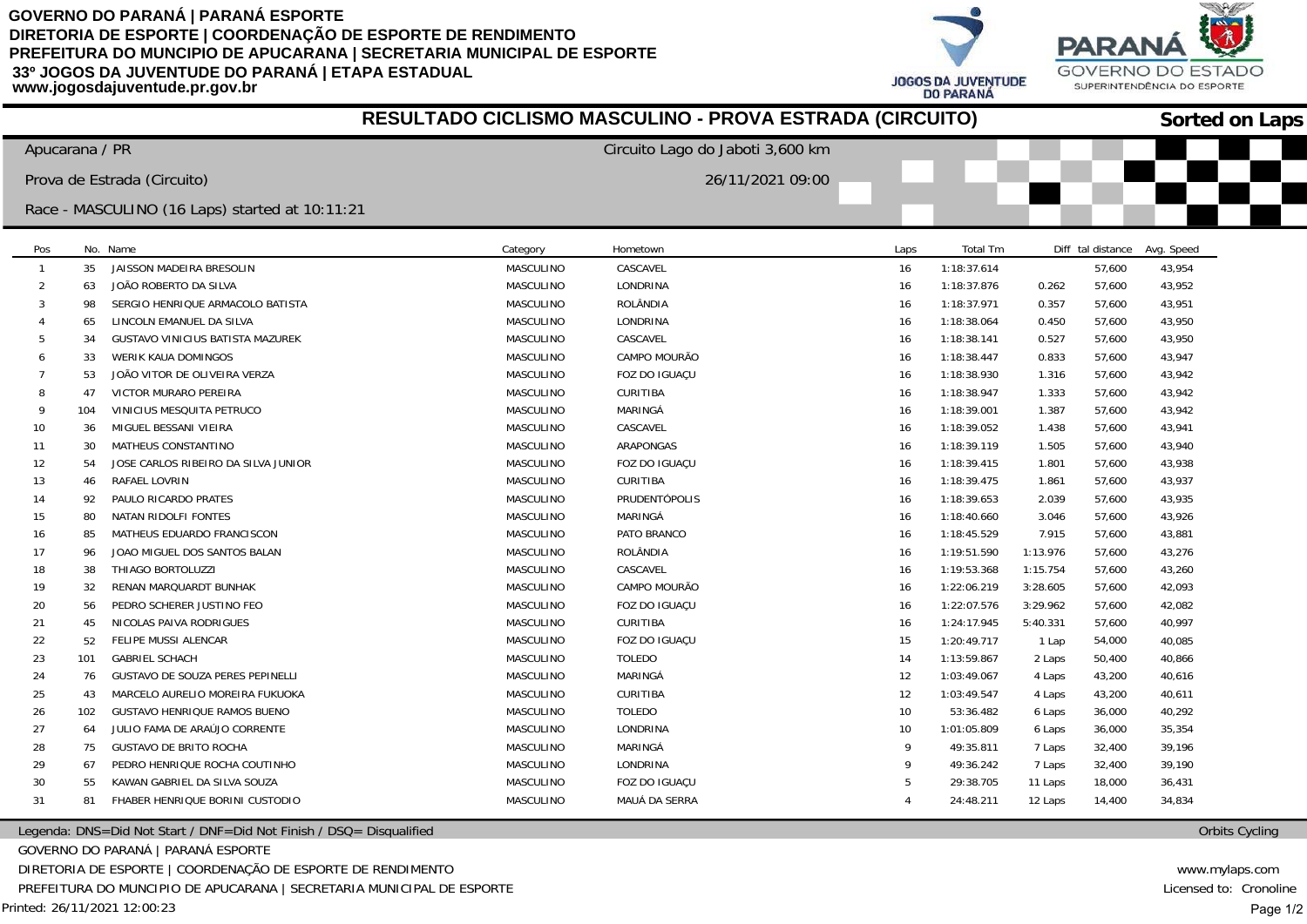GOVERNO DO PARANÁ | PARANÁ ESPORTE
DIRETORIA DE ESPORTE | COORDENAÇÃO DE ESPORTE DE RENDIMENTO
PREFEITURA DO MUNCIPIO DE APUCARANA | SECRETARIA MUNICIPAL DE ESPORTE
33º JOGOS DA JUVENTUDE DO PARANÁ | ETAPA ESTADUAL
www.jogosdajuventude.pr.gov.br

JOGOS DA JUVENTUDE DO PARANÁ

PARANÁ GOVERNO DO ESTADO SUPERINTENDÊNCIA DO ESPORTE

# RESULTADO CICLISMO MASCULINO - PROVA ESTRADA (CIRCUITO)

**Sorted on Laps**

Apucarana / PR

Circuito Lago do Jaboti 3,600 km

Prova de Estrada (Circuito)

26/11/2021 09:00

Race - MASCULINO (16 Laps) started at 10:11:21

| Pos | No. | Name | Category | Hometown | Laps | Total Tm | Diff | tal distance | Avg. Speed |
|---|---|---|---|---|---|---|---|---|---|
| 1 | 35 | JAISSON MADEIRA BRESOLIN | MASCULINO | CASCAVEL | 16 | 1:18:37.614 | | 57,600 | 43,954 |
| 2 | 63 | JOÃO ROBERTO DA SILVA | MASCULINO | LONDRINA | 16 | 1:18:37.876 | 0.262 | 57,600 | 43,952 |
| 3 | 98 | SERGIO HENRIQUE ARMACOLO BATISTA | MASCULINO | ROLÂNDIA | 16 | 1:18:37.971 | 0.357 | 57,600 | 43,951 |
| 4 | 65 | LINCOLN EMANUEL DA SILVA | MASCULINO | LONDRINA | 16 | 1:18:38.064 | 0.450 | 57,600 | 43,950 |
| 5 | 34 | GUSTAVO VINICIUS BATISTA MAZUREK | MASCULINO | CASCAVEL | 16 | 1:18:38.141 | 0.527 | 57,600 | 43,950 |
| 6 | 33 | WERIK KAUA DOMINGOS | MASCULINO | CAMPO MOURÃO | 16 | 1:18:38.447 | 0.833 | 57,600 | 43,947 |
| 7 | 53 | JOÃO VITOR DE OLIVEIRA VERZA | MASCULINO | FOZ DO IGUAÇU | 16 | 1:18:38.930 | 1.316 | 57,600 | 43,942 |
| 8 | 47 | VICTOR MURARO PEREIRA | MASCULINO | CURITIBA | 16 | 1:18:38.947 | 1.333 | 57,600 | 43,942 |
| 9 | 104 | VINICIUS MESQUITA PETRUCO | MASCULINO | MARINGÁ | 16 | 1:18:39.001 | 1.387 | 57,600 | 43,942 |
| 10 | 36 | MIGUEL BESSANI VIEIRA | MASCULINO | CASCAVEL | 16 | 1:18:39.052 | 1.438 | 57,600 | 43,941 |
| 11 | 30 | MATHEUS CONSTANTINO | MASCULINO | ARAPONGAS | 16 | 1:18:39.119 | 1.505 | 57,600 | 43,940 |
| 12 | 54 | JOSE CARLOS RIBEIRO DA SILVA JUNIOR | MASCULINO | FOZ DO IGUAÇU | 16 | 1:18:39.415 | 1.801 | 57,600 | 43,938 |
| 13 | 46 | RAFAEL LOVRIN | MASCULINO | CURITIBA | 16 | 1:18:39.475 | 1.861 | 57,600 | 43,937 |
| 14 | 92 | PAULO RICARDO PRATES | MASCULINO | PRUDENTÓPOLIS | 16 | 1:18:39.653 | 2.039 | 57,600 | 43,935 |
| 15 | 80 | NATAN RIDOLFI FONTES | MASCULINO | MARINGÁ | 16 | 1:18:40.660 | 3.046 | 57,600 | 43,926 |
| 16 | 85 | MATHEUS EDUARDO FRANCISCON | MASCULINO | PATO BRANCO | 16 | 1:18:45.529 | 7.915 | 57,600 | 43,881 |
| 17 | 96 | JOAO MIGUEL DOS SANTOS BALAN | MASCULINO | ROLÂNDIA | 16 | 1:19:51.590 | 1:13.976 | 57,600 | 43,276 |
| 18 | 38 | THIAGO BORTOLUZZI | MASCULINO | CASCAVEL | 16 | 1:19:53.368 | 1:15.754 | 57,600 | 43,260 |
| 19 | 32 | RENAN MARQUARDT BUNHAK | MASCULINO | CAMPO MOURÃO | 16 | 1:22:06.219 | 3:28.605 | 57,600 | 42,093 |
| 20 | 56 | PEDRO SCHERER JUSTINO FEO | MASCULINO | FOZ DO IGUAÇU | 16 | 1:22:07.576 | 3:29.962 | 57,600 | 42,082 |
| 21 | 45 | NICOLAS PAIVA RODRIGUES | MASCULINO | CURITIBA | 16 | 1:24:17.945 | 5:40.331 | 57,600 | 40,997 |
| 22 | 52 | FELIPE MUSSI ALENCAR | MASCULINO | FOZ DO IGUAÇU | 15 | 1:20:49.717 | 1 Lap | 54,000 | 40,085 |
| 23 | 101 | GABRIEL SCHACH | MASCULINO | TOLEDO | 14 | 1:13:59.867 | 2 Laps | 50,400 | 40,866 |
| 24 | 76 | GUSTAVO DE SOUZA PERES PEPINELLI | MASCULINO | MARINGÁ | 12 | 1:03:49.067 | 4 Laps | 43,200 | 40,616 |
| 25 | 43 | MARCELO AURELIO MOREIRA FUKUOKA | MASCULINO | CURITIBA | 12 | 1:03:49.547 | 4 Laps | 43,200 | 40,611 |
| 26 | 102 | GUSTAVO HENRIQUE RAMOS BUENO | MASCULINO | TOLEDO | 10 | 53:36.482 | 6 Laps | 36,000 | 40,292 |
| 27 | 64 | JULIO FAMA DE ARAÚJO CORRENTE | MASCULINO | LONDRINA | 10 | 1:01:05.809 | 6 Laps | 36,000 | 35,354 |
| 28 | 75 | GUSTAVO DE BRITO ROCHA | MASCULINO | MARINGÁ | 9 | 49:35.811 | 7 Laps | 32,400 | 39,196 |
| 29 | 67 | PEDRO HENRIQUE ROCHA COUTINHO | MASCULINO | LONDRINA | 9 | 49:36.242 | 7 Laps | 32,400 | 39,190 |
| 30 | 55 | KAWAN GABRIEL DA SILVA SOUZA | MASCULINO | FOZ DO IGUAÇU | 5 | 29:38.705 | 11 Laps | 18,000 | 36,431 |
| 31 | 81 | FHABER HENRIQUE BORINI CUSTODIO | MASCULINO | MAUÁ DA SERRA | 4 | 24:48.211 | 12 Laps | 14,400 | 34,834 |

Legenda: DNS=Did Not Start / DNF=Did Not Finish / DSQ= Disqualified

Orbits Cycling

GOVERNO DO PARANÁ | PARANÁ ESPORTE
DIRETORIA DE ESPORTE | COORDENAÇÃO DE ESPORTE DE RENDIMENTO
PREFEITURA DO MUNCIPIO DE APUCARANA | SECRETARIA MUNICIPAL DE ESPORTE

www.mylaps.com
Licensed to: Cronoline

Printed: 26/11/2021 12:00:23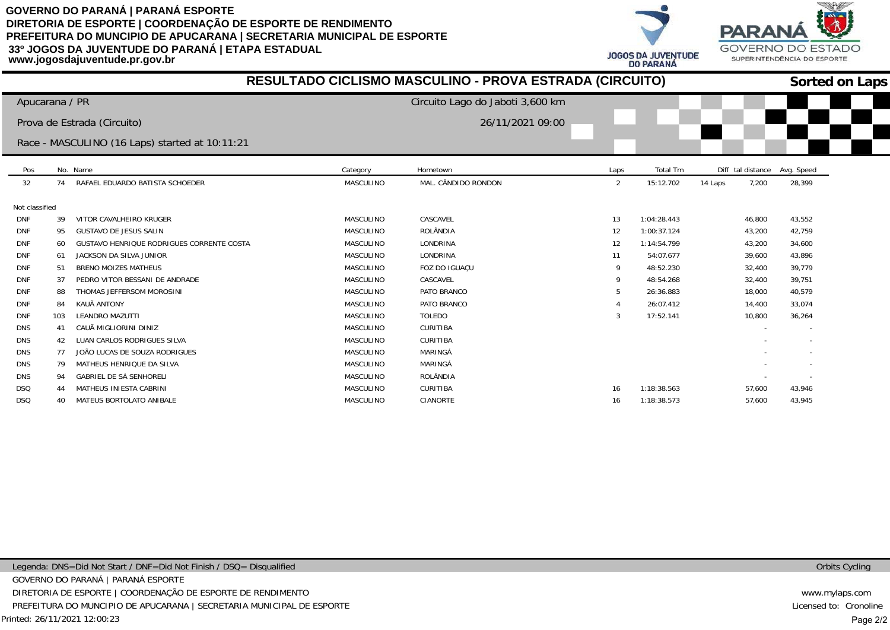GOVERNO DO PARANÁ | PARANÁ ESPORTE
DIRETORIA DE ESPORTE | COORDENAÇÃO DE ESPORTE DE RENDIMENTO
PREFEITURA DO MUNCIPIO DE APUCARANA | SECRETARIA MUNICIPAL DE ESPORTE
33º JOGOS DA JUVENTUDE DO PARANÁ | ETAPA ESTADUAL
www.jogosdajuventude.pr.gov.br

# RESULTADO CICLISMO MASCULINO - PROVA ESTRADA (CIRCUITO)

**Sorted on Laps**

Apucarana / PR — Circuito Lago do Jaboti 3,600 km

Prova de Estrada (Circuito) — 26/11/2021 09:00

Race - MASCULINO (16 Laps) started at 10:11:21

| Pos | No. | Name | Category | Hometown | Laps | Total Tm | Diff | tal distance | Avg. Speed |
|---|---|---|---|---|---|---|---|---|---|
| 32 | 74 | RAFAEL EDUARDO BATISTA SCHOEDER | MASCULINO | MAL. CÂNDIDO RONDON | 2 | 15:12.702 | 14 Laps | 7,200 | 28,399 |
| Not classified | | | | | | | | | |
| DNF | 39 | VITOR CAVALHEIRO KRUGER | MASCULINO | CASCAVEL | 13 | 1:04:28.443 | | 46,800 | 43,552 |
| DNF | 95 | GUSTAVO DE JESUS SALIN | MASCULINO | ROLÂNDIA | 12 | 1:00:37.124 | | 43,200 | 42,759 |
| DNF | 60 | GUSTAVO HENRIQUE RODRIGUES CORRENTE COSTA | MASCULINO | LONDRINA | 12 | 1:14:54.799 | | 43,200 | 34,600 |
| DNF | 61 | JACKSON DA SILVA JUNIOR | MASCULINO | LONDRINA | 11 | 54:07.677 | | 39,600 | 43,896 |
| DNF | 51 | BRENO MOIZES MATHEUS | MASCULINO | FOZ DO IGUAÇU | 9 | 48:52.230 | | 32,400 | 39,779 |
| DNF | 37 | PEDRO VITOR BESSANI DE ANDRADE | MASCULINO | CASCAVEL | 9 | 48:54.268 | | 32,400 | 39,751 |
| DNF | 88 | THOMAS JEFFERSOM MOROSINI | MASCULINO | PATO BRANCO | 5 | 26:36.883 | | 18,000 | 40,579 |
| DNF | 84 | KAUÃ ANTONY | MASCULINO | PATO BRANCO | 4 | 26:07.412 | | 14,400 | 33,074 |
| DNF | 103 | LEANDRO MAZUTTI | MASCULINO | TOLEDO | 3 | 17:52.141 | | 10,800 | 36,264 |
| DNS | 41 | CAUÃ MIGLIORINI DINIZ | MASCULINO | CURITIBA | | | | - | - |
| DNS | 42 | LUAN CARLOS RODRIGUES SILVA | MASCULINO | CURITIBA | | | | - | - |
| DNS | 77 | JOÃO LUCAS DE SOUZA RODRIGUES | MASCULINO | MARINGÁ | | | | - | - |
| DNS | 79 | MATHEUS HENRIQUE DA SILVA | MASCULINO | MARINGÁ | | | | - | - |
| DNS | 94 | GABRIEL DE SÁ SENHORELI | MASCULINO | ROLÂNDIA | | | | - | - |
| DSQ | 44 | MATHEUS INIESTA CABRINI | MASCULINO | CURITIBA | 16 | 1:18:38.563 | | 57,600 | 43,946 |
| DSQ | 40 | MATEUS BORTOLATO ANIBALE | MASCULINO | CIANORTE | 16 | 1:18:38.573 | | 57,600 | 43,945 |

Legenda: DNS=Did Not Start / DNF=Did Not Finish / DSQ= Disqualified

Orbits Cycling

GOVERNO DO PARANÁ | PARANÁ ESPORTE
DIRETORIA DE ESPORTE | COORDENAÇÃO DE ESPORTE DE RENDIMENTO
PREFEITURA DO MUNCIPIO DE APUCARANA | SECRETARIA MUNICIPAL DE ESPORTE

www.mylaps.com
Licensed to: Cronoline

Printed: 26/11/2021 12:00:23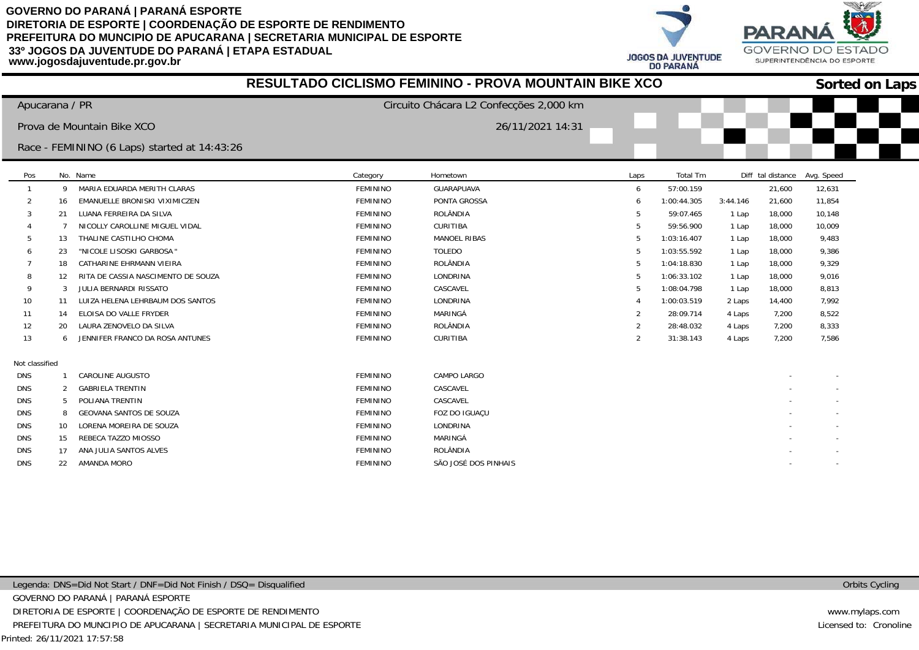GOVERNO DO PARANÁ | PARANÁ ESPORTE
DIRETORIA DE ESPORTE | COORDENAÇÃO DE ESPORTE DE RENDIMENTO
PREFEITURA DO MUNCIPIO DE APUCARANA | SECRETARIA MUNICIPAL DE ESPORTE
33º JOGOS DA JUVENTUDE DO PARANÁ | ETAPA ESTADUAL
www.jogosdajuventude.pr.gov.br

# RESULTADO CICLISMO FEMININO - PROVA MOUNTAIN BIKE XCO

**Sorted on Laps**

Apucarana / PR — Circuito Chácara L2 Confecções 2,000 km

Prova de Mountain Bike XCO — 26/11/2021 14:31

Race - FEMININO (6 Laps) started at 14:43:26

| Pos | No. | Name | Category | Hometown | Laps | Total Tm | Diff | tal distance | Avg. Speed |
|---|---|---|---|---|---|---|---|---|---|
| 1 | 9 | MARIA EDUARDA MERITH CLARAS | FEMININO | GUARAPUAVA | 6 | 57:00.159 | | 21,600 | 12,631 |
| 2 | 16 | EMANUELLE BRONISKI VIXIMICZEN | FEMININO | PONTA GROSSA | 6 | 1:00:44.305 | 3:44.146 | 21,600 | 11,854 |
| 3 | 21 | LUANA FERREIRA DA SILVA | FEMININO | ROLÂNDIA | 5 | 59:07.465 | 1 Lap | 18,000 | 10,148 |
| 4 | 7 | NICOLLY CAROLLINE MIGUEL VIDAL | FEMININO | CURITIBA | 5 | 59:56.900 | 1 Lap | 18,000 | 10,009 |
| 5 | 13 | THALINE CASTILHO CHOMA | FEMININO | MANOEL RIBAS | 5 | 1:03:16.407 | 1 Lap | 18,000 | 9,483 |
| 6 | 23 | "NICOLE LISOSKI GARBOSA " | FEMININO | TOLEDO | 5 | 1:03:55.592 | 1 Lap | 18,000 | 9,386 |
| 7 | 18 | CATHARINE EHRMANN VIEIRA | FEMININO | ROLÂNDIA | 5 | 1:04:18.830 | 1 Lap | 18,000 | 9,329 |
| 8 | 12 | RITA DE CASSIA NASCIMENTO DE SOUZA | FEMININO | LONDRINA | 5 | 1:06:33.102 | 1 Lap | 18,000 | 9,016 |
| 9 | 3 | JULIA BERNARDI RISSATO | FEMININO | CASCAVEL | 5 | 1:08:04.798 | 1 Lap | 18,000 | 8,813 |
| 10 | 11 | LUIZA HELENA LEHRBAUM DOS SANTOS | FEMININO | LONDRINA | 4 | 1:00:03.519 | 2 Laps | 14,400 | 7,992 |
| 11 | 14 | ELOISA DO VALLE FRYDER | FEMININO | MARINGÁ | 2 | 28:09.714 | 4 Laps | 7,200 | 8,522 |
| 12 | 20 | LAURA ZENOVELO DA SILVA | FEMININO | ROLÂNDIA | 2 | 28:48.032 | 4 Laps | 7,200 | 8,333 |
| 13 | 6 | JENNIFER FRANCO DA ROSA ANTUNES | FEMININO | CURITIBA | 2 | 31:38.143 | 4 Laps | 7,200 | 7,586 |
| Not classified | | | | | | | | | |
| DNS | 1 | CAROLINE AUGUSTO | FEMININO | CAMPO LARGO | | | | - | - |
| DNS | 2 | GABRIELA TRENTIN | FEMININO | CASCAVEL | | | | - | - |
| DNS | 5 | POLIANA TRENTIN | FEMININO | CASCAVEL | | | | - | - |
| DNS | 8 | GEOVANA SANTOS DE SOUZA | FEMININO | FOZ DO IGUAÇU | | | | - | - |
| DNS | 10 | LORENA MOREIRA DE SOUZA | FEMININO | LONDRINA | | | | - | - |
| DNS | 15 | REBECA TAZZO MIOSSO | FEMININO | MARINGÁ | | | | - | - |
| DNS | 17 | ANA JULIA SANTOS ALVES | FEMININO | ROLÂNDIA | | | | - | - |
| DNS | 22 | AMANDA MORO | FEMININO | SÃO JOSÉ DOS PINHAIS | | | | - | - |

Legenda: DNS=Did Not Start / DNF=Did Not Finish / DSQ= Disqualified — Orbits Cycling

GOVERNO DO PARANÁ | PARANÁ ESPORTE
DIRETORIA DE ESPORTE | COORDENAÇÃO DE ESPORTE DE RENDIMENTO
PREFEITURA DO MUNCIPIO DE APUCARANA | SECRETARIA MUNICIPAL DE ESPORTE

www.mylaps.com
Licensed to: Cronoline

Printed: 26/11/2021 17:57:58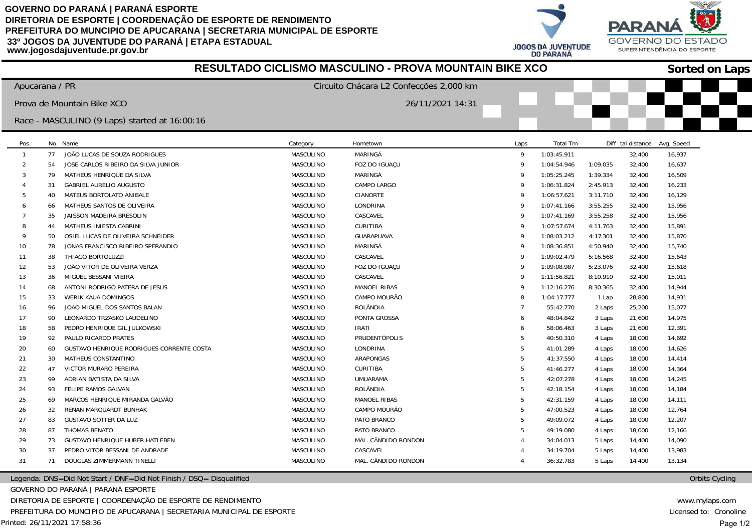GOVERNO DO PARANÁ | PARANÁ ESPORTE
DIRETORIA DE ESPORTE | COORDENAÇÃO DE ESPORTE DE RENDIMENTO
PREFEITURA DO MUNCIPIO DE APUCARANA | SECRETARIA MUNICIPAL DE ESPORTE
33º JOGOS DA JUVENTUDE DO PARANÁ | ETAPA ESTADUAL
www.jogosdajuventude.pr.gov.br

# RESULTADO CICLISMO MASCULINO - PROVA MOUNTAIN BIKE XCO

**Sorted on Laps**

Apucarana / PR — Circuito Chácara L2 Confecções 2,000 km

Prova de Mountain Bike XCO — 26/11/2021 14:31

Race - MASCULINO (9 Laps) started at 16:00:16

| Pos | No. | Name | Category | Hometown | Laps | Total Tm | Diff | tal distance | Avg. Speed |
|---|---|---|---|---|---|---|---|---|---|
| 1 | 77 | JOÃO LUCAS DE SOUZA RODRIGUES | MASCULINO | MARINGÁ | 9 | 1:03:45.911 | | 32,400 | 16,937 |
| 2 | 54 | JOSE CARLOS RIBEIRO DA SILVA JUNIOR | MASCULINO | FOZ DO IGUAÇU | 9 | 1:04:54.946 | 1:09.035 | 32,400 | 16,637 |
| 3 | 79 | MATHEUS HENRIQUE DA SILVA | MASCULINO | MARINGÁ | 9 | 1:05:25.245 | 1:39.334 | 32,400 | 16,509 |
| 4 | 31 | GABRIEL AURELIO AUGUSTO | MASCULINO | CAMPO LARGO | 9 | 1:06:31.824 | 2:45.913 | 32,400 | 16,233 |
| 5 | 40 | MATEUS BORTOLATO ANIBALE | MASCULINO | CIANORTE | 9 | 1:06:57.621 | 3:11.710 | 32,400 | 16,129 |
| 6 | 66 | MATHEUS SANTOS DE OLIVEIRA | MASCULINO | LONDRINA | 9 | 1:07:41.166 | 3:55.255 | 32,400 | 15,956 |
| 7 | 35 | JAISSON MADEIRA BRESOLIN | MASCULINO | CASCAVEL | 9 | 1:07:41.169 | 3:55.258 | 32,400 | 15,956 |
| 8 | 44 | MATHEUS INIESTA CABRINI | MASCULINO | CURITIBA | 9 | 1:07:57.674 | 4:11.763 | 32,400 | 15,891 |
| 9 | 50 | OSIEL LUCAS DE OLIVEIRA SCHNEIDER | MASCULINO | GUARAPUAVA | 9 | 1:08:03.212 | 4:17.301 | 32,400 | 15,870 |
| 10 | 78 | JONAS FRANCISCO RIBEIRO SPERANDIO | MASCULINO | MARINGÁ | 9 | 1:08:36.851 | 4:50.940 | 32,400 | 15,740 |
| 11 | 38 | THIAGO BORTOLUZZI | MASCULINO | CASCAVEL | 9 | 1:09:02.479 | 5:16.568 | 32,400 | 15,643 |
| 12 | 53 | JOÃO VITOR DE OLIVEIRA VERZA | MASCULINO | FOZ DO IGUAÇU | 9 | 1:09:08.987 | 5:23.076 | 32,400 | 15,618 |
| 13 | 36 | MIGUEL BESSANI VIEIRA | MASCULINO | CASCAVEL | 9 | 1:11:56.821 | 8:10.910 | 32,400 | 15,011 |
| 14 | 68 | ANTONI RODRIGO PATERA DE JESUS | MASCULINO | MANOEL RIBAS | 9 | 1:12:16.276 | 8:30.365 | 32,400 | 14,944 |
| 15 | 33 | WERIK KAUA DOMINGOS | MASCULINO | CAMPO MOURÃO | 8 | 1:04:17.777 | 1 Lap | 28,800 | 14,931 |
| 16 | 96 | JOAO MIGUEL DOS SANTOS BALAN | MASCULINO | ROLÂNDIA | 7 | 55:42.770 | 2 Laps | 25,200 | 15,077 |
| 17 | 90 | LEONARDO TRZASKO LAUDELINO | MASCULINO | PONTA GROSSA | 6 | 48:04.842 | 3 Laps | 21,600 | 14,975 |
| 18 | 58 | PEDRO HENRIQUE GIL JULKOWSKI | MASCULINO | IRATI | 6 | 58:06.463 | 3 Laps | 21,600 | 12,391 |
| 19 | 92 | PAULO RICARDO PRATES | MASCULINO | PRUDENTÓPOLIS | 5 | 40:50.310 | 4 Laps | 18,000 | 14,692 |
| 20 | 60 | GUSTAVO HENRIQUE RODRIGUES CORRENTE COSTA | MASCULINO | LONDRINA | 5 | 41:01.289 | 4 Laps | 18,000 | 14,626 |
| 21 | 30 | MATHEUS CONSTANTINO | MASCULINO | ARAPONGAS | 5 | 41:37.550 | 4 Laps | 18,000 | 14,414 |
| 22 | 47 | VICTOR MURARO PEREIRA | MASCULINO | CURITIBA | 5 | 41:46.277 | 4 Laps | 18,000 | 14,364 |
| 23 | 99 | ADRIAN BATISTA DA SILVA | MASCULINO | UMUARAMA | 5 | 42:07.278 | 4 Laps | 18,000 | 14,245 |
| 24 | 93 | FELIPE RAMOS GALVAN | MASCULINO | ROLÂNDIA | 5 | 42:18.154 | 4 Laps | 18,000 | 14,184 |
| 25 | 69 | MARCOS HENRIQUE MIRANDA GALVÃO | MASCULINO | MANOEL RIBAS | 5 | 42:31.159 | 4 Laps | 18,000 | 14,111 |
| 26 | 32 | RENAN MARQUARDT BUNHAK | MASCULINO | CAMPO MOURÃO | 5 | 47:00.523 | 4 Laps | 18,000 | 12,764 |
| 27 | 83 | GUSTAVO SOTTER DA LUZ | MASCULINO | PATO BRANCO | 5 | 49:09.072 | 4 Laps | 18,000 | 12,207 |
| 28 | 87 | THOMAS BENATO | MASCULINO | PATO BRANCO | 5 | 49:19.080 | 4 Laps | 18,000 | 12,166 |
| 29 | 73 | GUSTAVO HENRIQUE HUBER HATLEBEN | MASCULINO | MAL. CÂNDIDO RONDON | 4 | 34:04.013 | 5 Laps | 14,400 | 14,090 |
| 30 | 37 | PEDRO VITOR BESSANI DE ANDRADE | MASCULINO | CASCAVEL | 4 | 34:19.704 | 5 Laps | 14,400 | 13,983 |
| 31 | 71 | DOUGLAS ZIMMERMANN TINELLI | MASCULINO | MAL. CÂNDIDO RONDON | 4 | 36:32.783 | 5 Laps | 14,400 | 13,134 |

Legenda: DNS=Did Not Start / DNF=Did Not Finish / DSQ= Disqualified

Orbits Cycling

GOVERNO DO PARANÁ | PARANÁ ESPORTE
DIRETORIA DE ESPORTE | COORDENAÇÃO DE ESPORTE DE RENDIMENTO
PREFEITURA DO MUNCIPIO DE APUCARANA | SECRETARIA MUNICIPAL DE ESPORTE

Printed: 26/11/2021 17:58:36

www.mylaps.com
Licensed to: Cronoline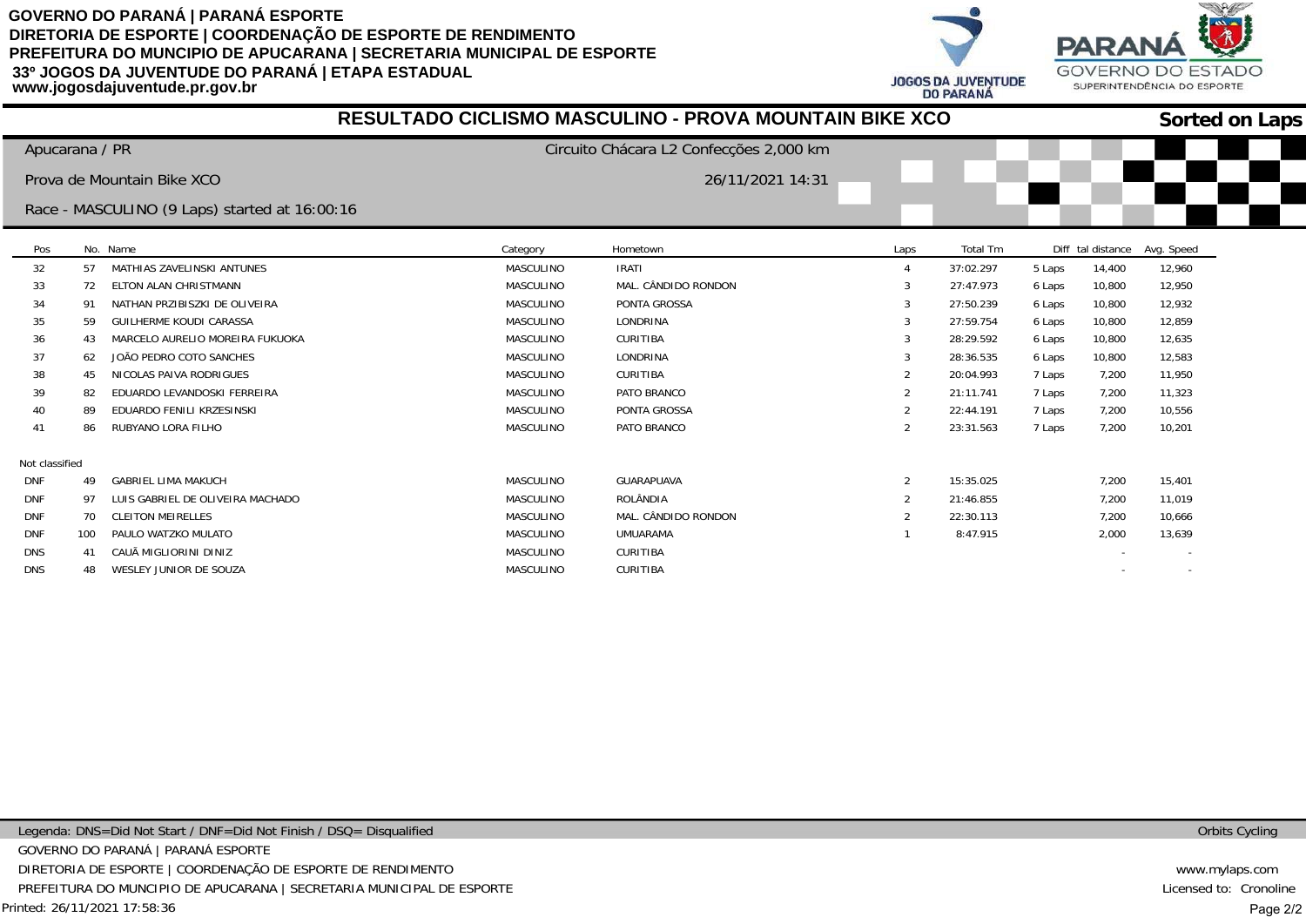GOVERNO DO PARANÁ | PARANÁ ESPORTE
DIRETORIA DE ESPORTE | COORDENAÇÃO DE ESPORTE DE RENDIMENTO
PREFEITURA DO MUNCIPIO DE APUCARANA | SECRETARIA MUNICIPAL DE ESPORTE
33º JOGOS DA JUVENTUDE DO PARANÁ | ETAPA ESTADUAL
www.jogosdajuventude.pr.gov.br

# RESULTADO CICLISMO MASCULINO - PROVA MOUNTAIN BIKE XCO

**Sorted on Laps**

Apucarana / PR — Circuito Chácara L2 Confecções 2,000 km

Prova de Mountain Bike XCO — 26/11/2021 14:31

Race - MASCULINO (9 Laps) started at 16:00:16

| Pos | No. | Name | Category | Hometown | Laps | Total Tm | Diff | tal distance | Avg. Speed |
|---|---|---|---|---|---|---|---|---|---|
| 32 | 57 | MATHIAS ZAVELINSKI ANTUNES | MASCULINO | IRATI | 4 | 37:02.297 | 5 Laps | 14,400 | 12,960 |
| 33 | 72 | ELTON ALAN CHRISTMANN | MASCULINO | MAL. CÂNDIDO RONDON | 3 | 27:47.973 | 6 Laps | 10,800 | 12,950 |
| 34 | 91 | NATHAN PRZIBISZKI DE OLIVEIRA | MASCULINO | PONTA GROSSA | 3 | 27:50.239 | 6 Laps | 10,800 | 12,932 |
| 35 | 59 | GUILHERME KOUDI CARASSA | MASCULINO | LONDRINA | 3 | 27:59.754 | 6 Laps | 10,800 | 12,859 |
| 36 | 43 | MARCELO AURELIO MOREIRA FUKUOKA | MASCULINO | CURITIBA | 3 | 28:29.592 | 6 Laps | 10,800 | 12,635 |
| 37 | 62 | JOÃO PEDRO COTO SANCHES | MASCULINO | LONDRINA | 3 | 28:36.535 | 6 Laps | 10,800 | 12,583 |
| 38 | 45 | NICOLAS PAIVA RODRIGUES | MASCULINO | CURITIBA | 2 | 20:04.993 | 7 Laps | 7,200 | 11,950 |
| 39 | 82 | EDUARDO LEVANDOSKI FERREIRA | MASCULINO | PATO BRANCO | 2 | 21:11.741 | 7 Laps | 7,200 | 11,323 |
| 40 | 89 | EDUARDO FENILI KRZESINSKI | MASCULINO | PONTA GROSSA | 2 | 22:44.191 | 7 Laps | 7,200 | 10,556 |
| 41 | 86 | RUBYANO LORA FILHO | MASCULINO | PATO BRANCO | 2 | 23:31.563 | 7 Laps | 7,200 | 10,201 |
| Not classified | | | | | | | | | |
| DNF | 49 | GABRIEL LIMA MAKUCH | MASCULINO | GUARAPUAVA | 2 | 15:35.025 | | 7,200 | 15,401 |
| DNF | 97 | LUIS GABRIEL DE OLIVEIRA MACHADO | MASCULINO | ROLÂNDIA | 2 | 21:46.855 | | 7,200 | 11,019 |
| DNF | 70 | CLEITON MEIRELLES | MASCULINO | MAL. CÂNDIDO RONDON | 2 | 22:30.113 | | 7,200 | 10,666 |
| DNF | 100 | PAULO WATZKO MULATO | MASCULINO | UMUARAMA | 1 | 8:47.915 | | 2,000 | 13,639 |
| DNS | 41 | CAUÃ MIGLIORINI DINIZ | MASCULINO | CURITIBA | | | | - | - |
| DNS | 48 | WESLEY JUNIOR DE SOUZA | MASCULINO | CURITIBA | | | | - | - |

Legenda: DNS=Did Not Start / DNF=Did Not Finish / DSQ= Disqualified

Orbits Cycling

GOVERNO DO PARANÁ | PARANÁ ESPORTE
DIRETORIA DE ESPORTE | COORDENAÇÃO DE ESPORTE DE RENDIMENTO
PREFEITURA DO MUNCIPIO DE APUCARANA | SECRETARIA MUNICIPAL DE ESPORTE

www.mylaps.com
Licensed to: Cronoline

Printed: 26/11/2021 17:58:36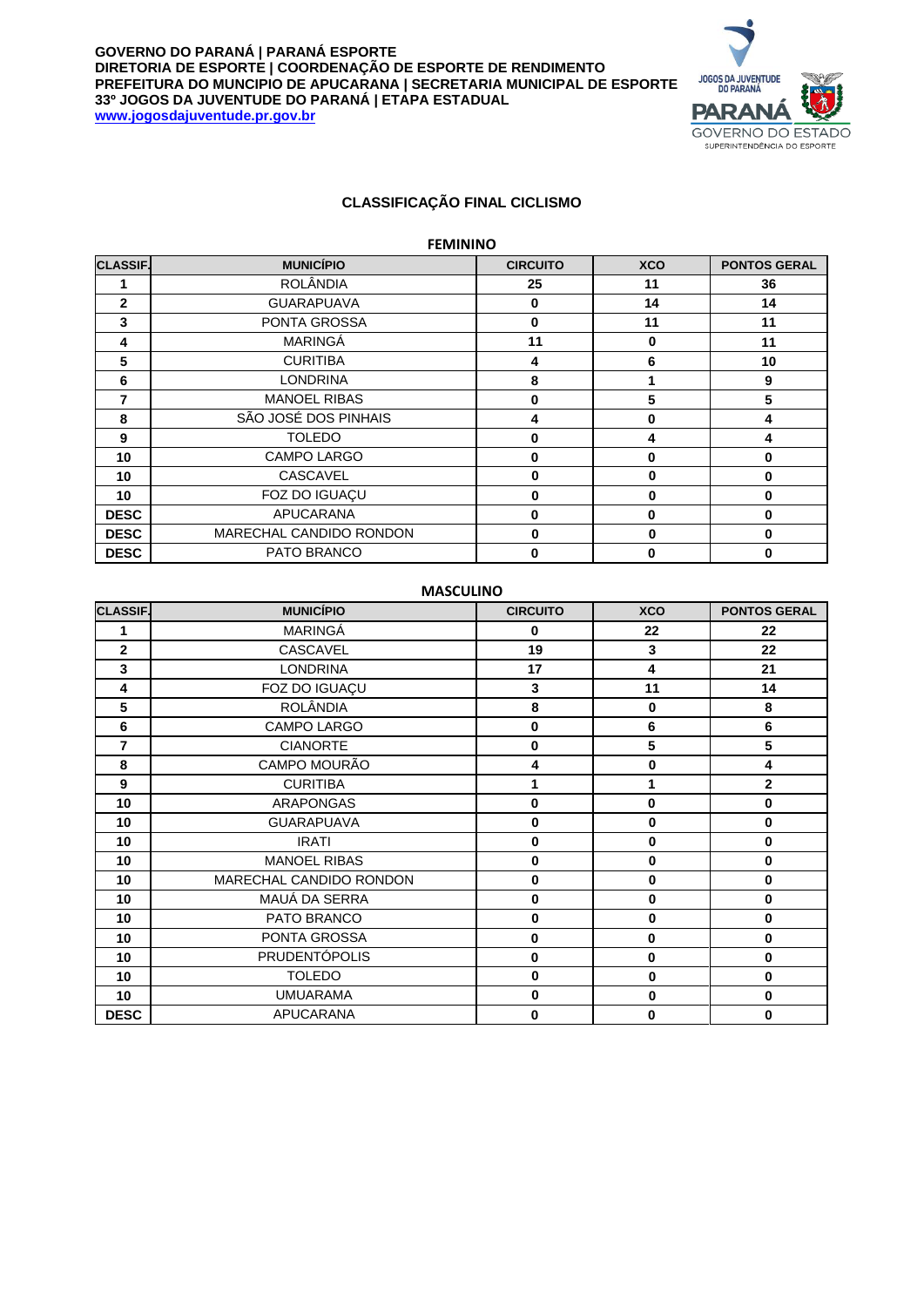GOVERNO DO PARANÁ | PARANÁ ESPORTE
DIRETORIA DE ESPORTE | COORDENAÇÃO DE ESPORTE DE RENDIMENTO
PREFEITURA DO MUNCIPIO DE APUCARANA | SECRETARIA MUNICIPAL DE ESPORTE
33º JOGOS DA JUVENTUDE DO PARANÁ | ETAPA ESTADUAL
www.jogosdajuventude.pr.gov.br

## CLASSIFICAÇÃO FINAL CICLISMO

### FEMININO

| CLASSIF. | MUNICÍPIO | CIRCUITO | XCO | PONTOS GERAL |
|---|---|---|---|---|
| 1 | ROLÂNDIA | 25 | 11 | 36 |
| 2 | GUARAPUAVA | 0 | 14 | 14 |
| 3 | PONTA GROSSA | 0 | 11 | 11 |
| 4 | MARINGÁ | 11 | 0 | 11 |
| 5 | CURITIBA | 4 | 6 | 10 |
| 6 | LONDRINA | 8 | 1 | 9 |
| 7 | MANOEL RIBAS | 0 | 5 | 5 |
| 8 | SÃO JOSÉ DOS PINHAIS | 4 | 0 | 4 |
| 9 | TOLEDO | 0 | 4 | 4 |
| 10 | CAMPO LARGO | 0 | 0 | 0 |
| 10 | CASCAVEL | 0 | 0 | 0 |
| 10 | FOZ DO IGUAÇU | 0 | 0 | 0 |
| DESC | APUCARANA | 0 | 0 | 0 |
| DESC | MARECHAL CANDIDO RONDON | 0 | 0 | 0 |
| DESC | PATO BRANCO | 0 | 0 | 0 |

### MASCULINO

| CLASSIF. | MUNICÍPIO | CIRCUITO | XCO | PONTOS GERAL |
|---|---|---|---|---|
| 1 | MARINGÁ | 0 | 22 | 22 |
| 2 | CASCAVEL | 19 | 3 | 22 |
| 3 | LONDRINA | 17 | 4 | 21 |
| 4 | FOZ DO IGUAÇU | 3 | 11 | 14 |
| 5 | ROLÂNDIA | 8 | 0 | 8 |
| 6 | CAMPO LARGO | 0 | 6 | 6 |
| 7 | CIANORTE | 0 | 5 | 5 |
| 8 | CAMPO MOURÃO | 4 | 0 | 4 |
| 9 | CURITIBA | 1 | 1 | 2 |
| 10 | ARAPONGAS | 0 | 0 | 0 |
| 10 | GUARAPUAVA | 0 | 0 | 0 |
| 10 | IRATI | 0 | 0 | 0 |
| 10 | MANOEL RIBAS | 0 | 0 | 0 |
| 10 | MARECHAL CANDIDO RONDON | 0 | 0 | 0 |
| 10 | MAUÁ DA SERRA | 0 | 0 | 0 |
| 10 | PATO BRANCO | 0 | 0 | 0 |
| 10 | PONTA GROSSA | 0 | 0 | 0 |
| 10 | PRUDENTÓPOLIS | 0 | 0 | 0 |
| 10 | TOLEDO | 0 | 0 | 0 |
| 10 | UMUARAMA | 0 | 0 | 0 |
| DESC | APUCARANA | 0 | 0 | 0 |